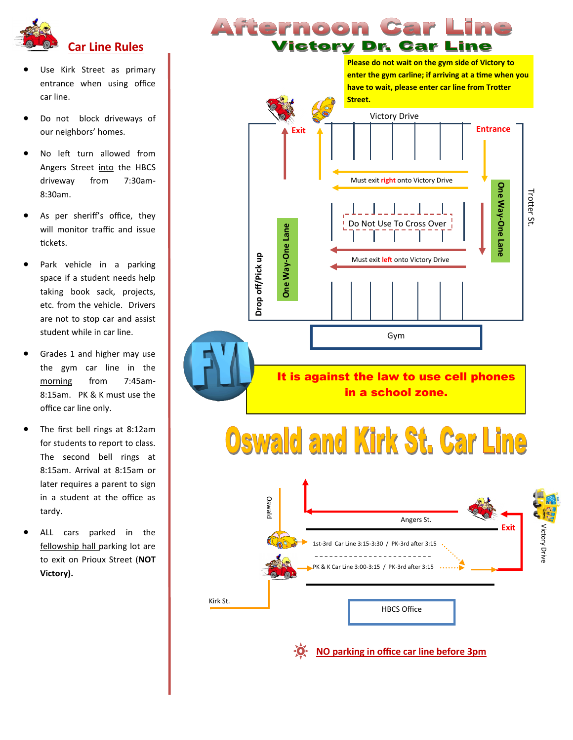## Car Line Rules

- Use Kirk Street as primary entrance when using office car line.
- Do not block driveways of our neighbors' homes.
- No left turn allowed from Angers Street into the HBCS driveway from 7:30am-8:30am.
- As per sheriff's office, they will monitor traffic and issue tickets.
- Park vehicle in a parking space if a student needs help taking book sack, projects, etc. from the vehicle. Drivers are not to stop car and assist student while in car line.
- Grades 1 and higher may use the gym car line in the morning from 7:45am-8:15am. PK & K must use the office car line only.
- The first bell rings at 8:12am for students to report to class. The second bell rings at 8:15am. Arrival at 8:15am or later requires a parent to sign in a student at the office as tardy.
- ALL cars parked in the fellowship hall parking lot are to exit on Prioux Street (**NOT Victory).**

# Afternoon Car Line

## Victory Dr. Car Line

**Please do not wait on the gym side of Victory to enter the gym carline; if arriving at a time when you have to wait, please enter car line from Trotter Street.**

Victory Drive

Exit

Entrance

Must exit right onto Victory Drive

Do Not Use To Cross Over

Must exit left onto Victory Drive

One Way-One Lane

One Way-One Lane

Drop off/Pick up

Trotter St.

Gym

FYI

**It is against the law to use cell phones in a school zone.**

## Oswald and Kirk St. Car Line

Oswald

Angers St.

Exit

Victory Drive

1st-3rd Car Line 3:15-3:30 / PK-3rd after 3:15

PK & K Car Line 3:00-3:15 / PK-3rd after 3:15

Kirk St.

HBCS Office

NO parking in office car line before 3pm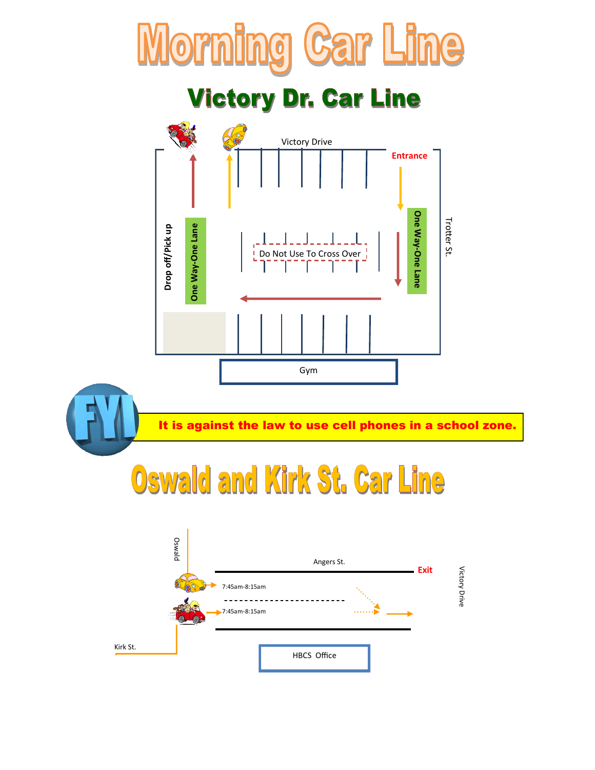# Morning Car Line

## Victory Dr. Car Line

Victory Drive

Entrance

Trotter St.

One Way-One Lane

Do Not Use To Cross Over

Drop off/Pick up

One Way-One Lane

Gym

FYI

**It is against the law to use cell phones in a school zone.**

## Oswald and Kirk St. Car Line

Oswald

Angers St.

Exit

Victory Drive

7:45am-8:15am

7:45am-8:15am

Kirk St.

HBCS Office